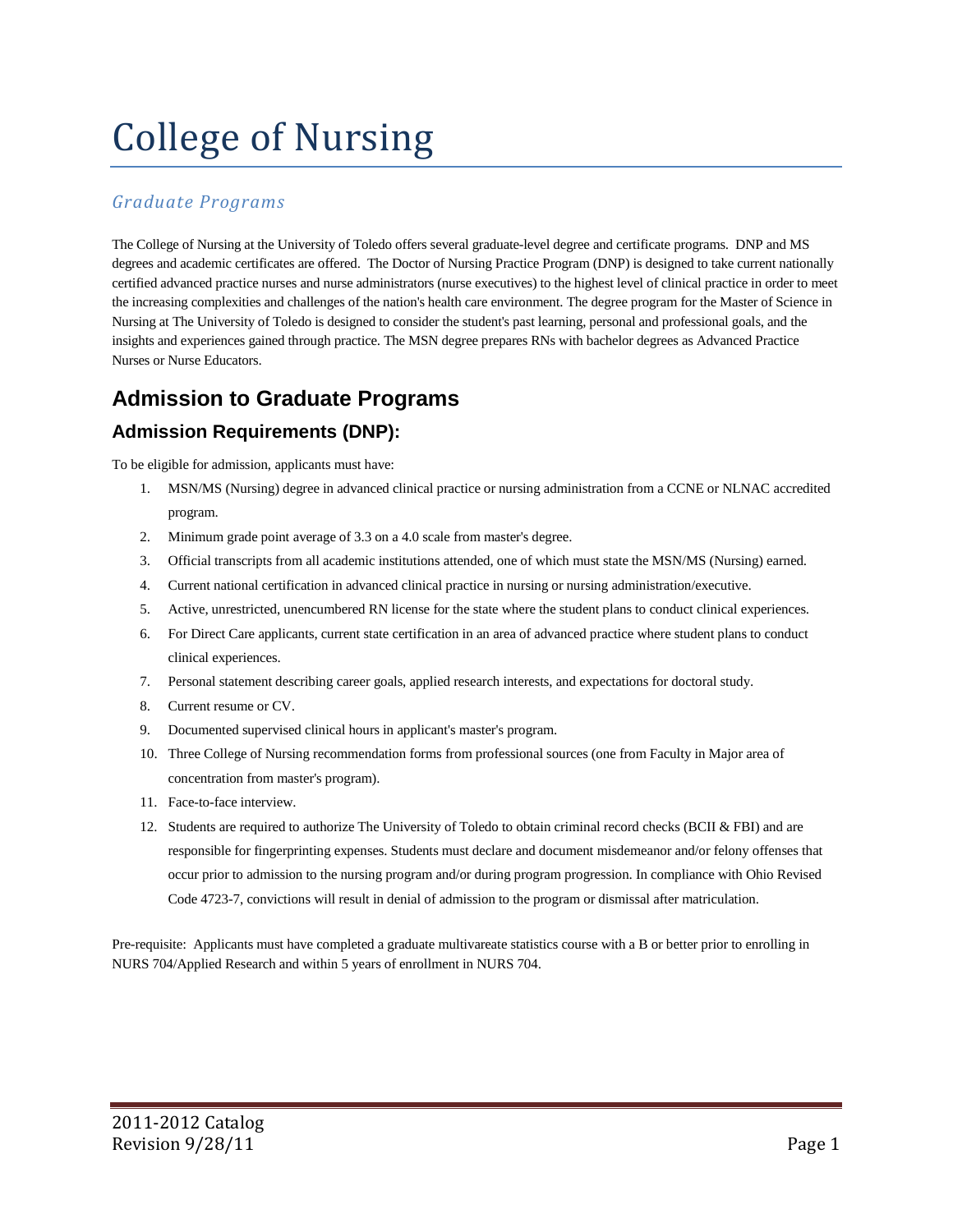# College of Nursing

*Graduate Programs*

The College of Nursing at the University of Toledo offers several graduate-level degree and certificate programs. DNP and MS degrees and academic certificates are offered. The Doctor of Nursing Practice Program (DNP) is designed to take current nationally certified advanced practice nurses and nurse administrators (nurse executives) to the highest level of clinical practice in order to meet the increasing complexities and challenges of the nation's health care environment. The degree program for the Master of Science in Nursing at The University of Toledo is designed to consider the student's past learning, personal and professional goals, and the insights and experiences gained through practice. The MSN degree prepares RNs with bachelor degrees as Advanced Practice Nurses or Nurse Educators.

## Admission to Graduate Programs

### Admission Requirements (DNP):

To be eligible for admission, applicants must have:

1. MSN/MS (Nursing) degree in advanced clinical practice or nursing administration from a CCNE or NLNAC accredited program.
2. Minimum grade point average of 3.3 on a 4.0 scale from master's degree.
3. Official transcripts from all academic institutions attended, one of which must state the MSN/MS (Nursing) earned.
4. Current national certification in advanced clinical practice in nursing or nursing administration/executive.
5. Active, unrestricted, unencumbered RN license for the state where the student plans to conduct clinical experiences.
6. For Direct Care applicants, current state certification in an area of advanced practice where student plans to conduct clinical experiences.
7. Personal statement describing career goals, applied research interests, and expectations for doctoral study.
8. Current resume or CV.
9. Documented supervised clinical hours in applicant's master's program.
10. Three College of Nursing recommendation forms from professional sources (one from Faculty in Major area of concentration from master's program).
11. Face-to-face interview.
12. Students are required to authorize The University of Toledo to obtain criminal record checks (BCII & FBI) and are responsible for fingerprinting expenses. Students must declare and document misdemeanor and/or felony offenses that occur prior to admission to the nursing program and/or during program progression. In compliance with Ohio Revised Code 4723-7, convictions will result in denial of admission to the program or dismissal after matriculation.

Pre-requisite: Applicants must have completed a graduate multivareate statistics course with a B or better prior to enrolling in NURS 704/Applied Research and within 5 years of enrollment in NURS 704.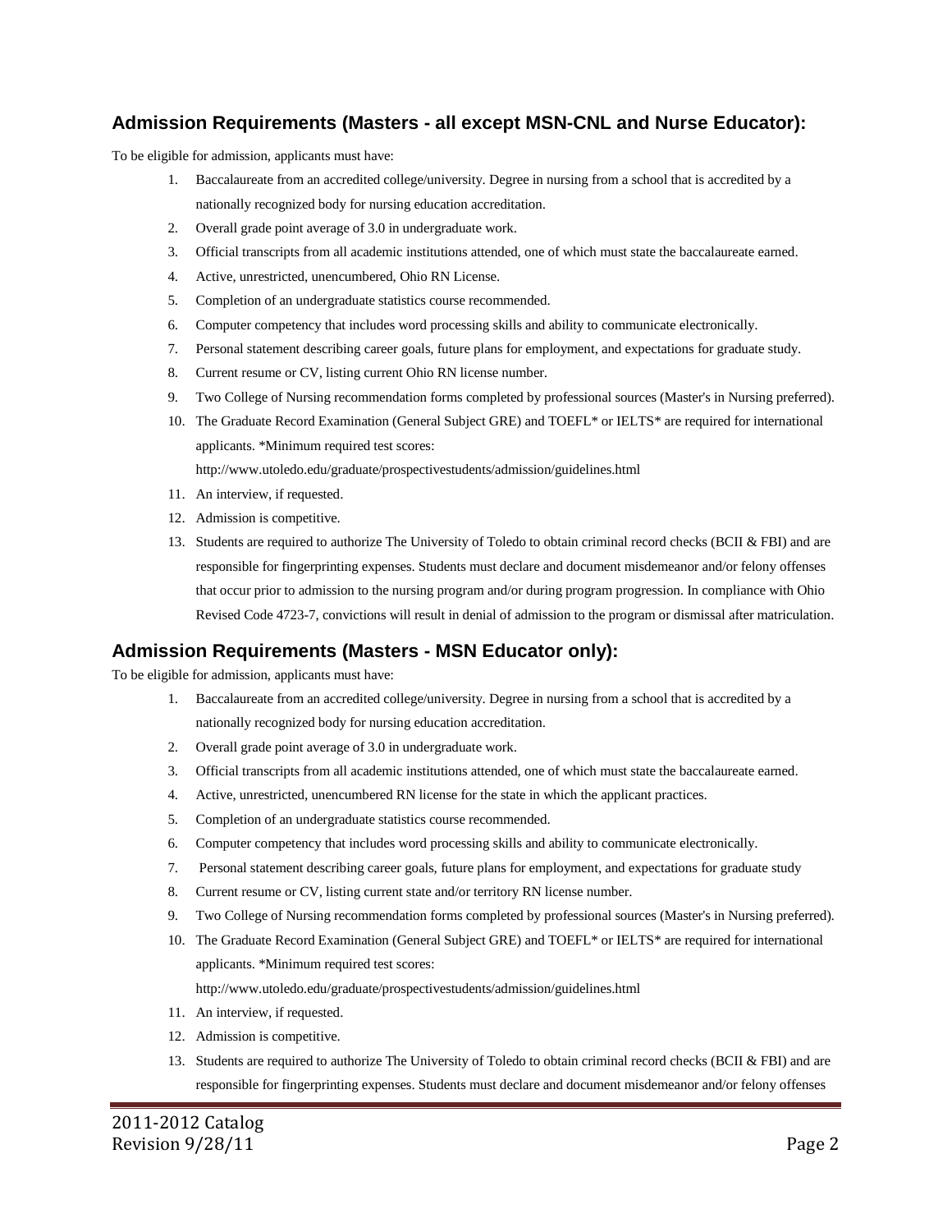## Admission Requirements (Masters - all except MSN-CNL and Nurse Educator):

To be eligible for admission, applicants must have:

1. Baccalaureate from an accredited college/university. Degree in nursing from a school that is accredited by a nationally recognized body for nursing education accreditation.
2. Overall grade point average of 3.0 in undergraduate work.
3. Official transcripts from all academic institutions attended, one of which must state the baccalaureate earned.
4. Active, unrestricted, unencumbered, Ohio RN License.
5. Completion of an undergraduate statistics course recommended.
6. Computer competency that includes word processing skills and ability to communicate electronically.
7. Personal statement describing career goals, future plans for employment, and expectations for graduate study.
8. Current resume or CV, listing current Ohio RN license number.
9. Two College of Nursing recommendation forms completed by professional sources (Master's in Nursing preferred).
10. The Graduate Record Examination (General Subject GRE) and TOEFL* or IELTS* are required for international applicants. *Minimum required test scores: http://www.utoledo.edu/graduate/prospectivestudents/admission/guidelines.html
11. An interview, if requested.
12. Admission is competitive.
13. Students are required to authorize The University of Toledo to obtain criminal record checks (BCII & FBI) and are responsible for fingerprinting expenses. Students must declare and document misdemeanor and/or felony offenses that occur prior to admission to the nursing program and/or during program progression. In compliance with Ohio Revised Code 4723-7, convictions will result in denial of admission to the program or dismissal after matriculation.

## Admission Requirements (Masters - MSN Educator only):

To be eligible for admission, applicants must have:

1. Baccalaureate from an accredited college/university. Degree in nursing from a school that is accredited by a nationally recognized body for nursing education accreditation.
2. Overall grade point average of 3.0 in undergraduate work.
3. Official transcripts from all academic institutions attended, one of which must state the baccalaureate earned.
4. Active, unrestricted, unencumbered RN license for the state in which the applicant practices.
5. Completion of an undergraduate statistics course recommended.
6. Computer competency that includes word processing skills and ability to communicate electronically.
7. Personal statement describing career goals, future plans for employment, and expectations for graduate study
8. Current resume or CV, listing current state and/or territory RN license number.
9. Two College of Nursing recommendation forms completed by professional sources (Master's in Nursing preferred).
10. The Graduate Record Examination (General Subject GRE) and TOEFL* or IELTS* are required for international applicants. *Minimum required test scores: http://www.utoledo.edu/graduate/prospectivestudents/admission/guidelines.html
11. An interview, if requested.
12. Admission is competitive.
13. Students are required to authorize The University of Toledo to obtain criminal record checks (BCII & FBI) and are responsible for fingerprinting expenses. Students must declare and document misdemeanor and/or felony offenses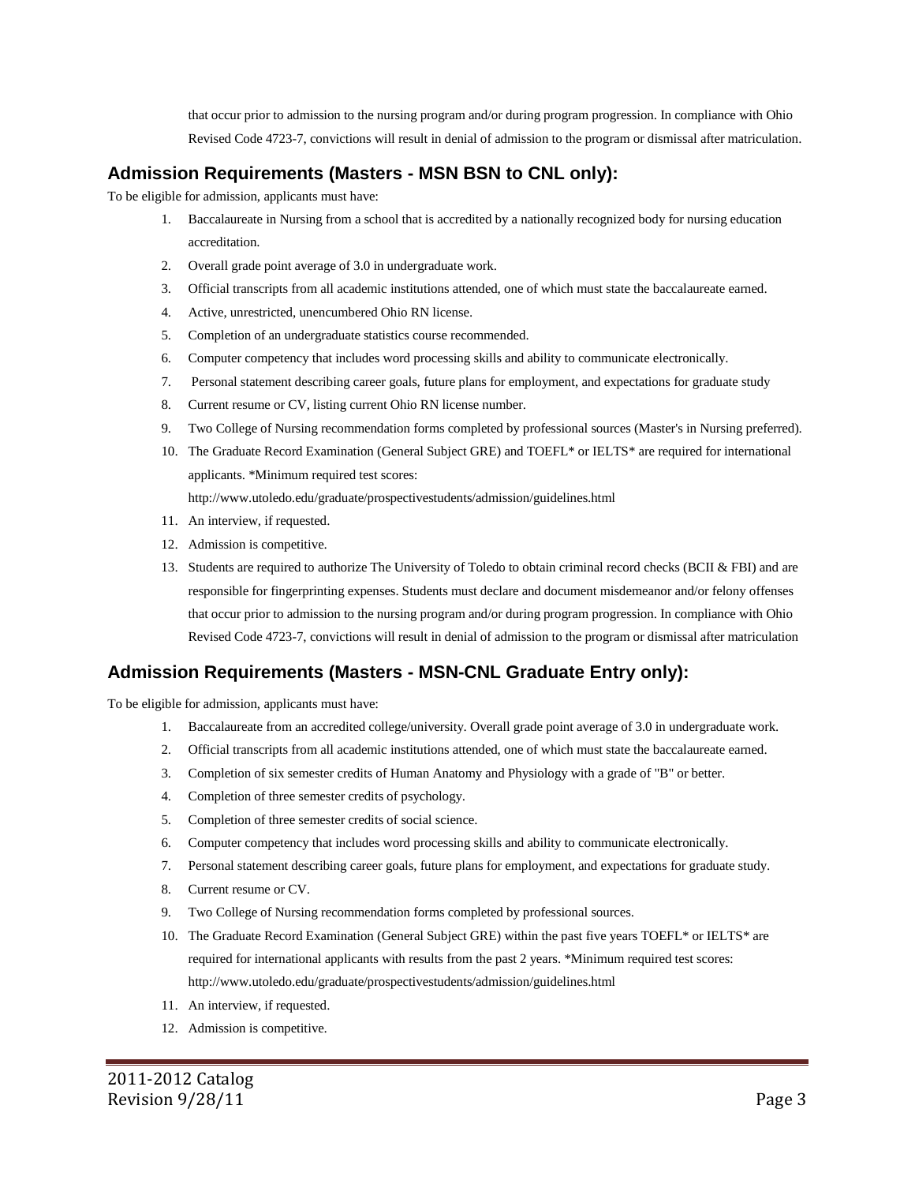that occur prior to admission to the nursing program and/or during program progression. In compliance with Ohio Revised Code 4723-7, convictions will result in denial of admission to the program or dismissal after matriculation.

## Admission Requirements (Masters - MSN BSN to CNL only):

To be eligible for admission, applicants must have:

1. Baccalaureate in Nursing from a school that is accredited by a nationally recognized body for nursing education accreditation.
2. Overall grade point average of 3.0 in undergraduate work.
3. Official transcripts from all academic institutions attended, one of which must state the baccalaureate earned.
4. Active, unrestricted, unencumbered Ohio RN license.
5. Completion of an undergraduate statistics course recommended.
6. Computer competency that includes word processing skills and ability to communicate electronically.
7. Personal statement describing career goals, future plans for employment, and expectations for graduate study
8. Current resume or CV, listing current Ohio RN license number.
9. Two College of Nursing recommendation forms completed by professional sources (Master's in Nursing preferred).
10. The Graduate Record Examination (General Subject GRE) and TOEFL* or IELTS* are required for international applicants. *Minimum required test scores: http://www.utoledo.edu/graduate/prospectivestudents/admission/guidelines.html
11. An interview, if requested.
12. Admission is competitive.
13. Students are required to authorize The University of Toledo to obtain criminal record checks (BCII & FBI) and are responsible for fingerprinting expenses. Students must declare and document misdemeanor and/or felony offenses that occur prior to admission to the nursing program and/or during program progression. In compliance with Ohio Revised Code 4723-7, convictions will result in denial of admission to the program or dismissal after matriculation

## Admission Requirements (Masters - MSN-CNL Graduate Entry only):

To be eligible for admission, applicants must have:

1. Baccalaureate from an accredited college/university. Overall grade point average of 3.0 in undergraduate work.
2. Official transcripts from all academic institutions attended, one of which must state the baccalaureate earned.
3. Completion of six semester credits of Human Anatomy and Physiology with a grade of "B" or better.
4. Completion of three semester credits of psychology.
5. Completion of three semester credits of social science.
6. Computer competency that includes word processing skills and ability to communicate electronically.
7. Personal statement describing career goals, future plans for employment, and expectations for graduate study.
8. Current resume or CV.
9. Two College of Nursing recommendation forms completed by professional sources.
10. The Graduate Record Examination (General Subject GRE) within the past five years TOEFL* or IELTS* are required for international applicants with results from the past 2 years. *Minimum required test scores: http://www.utoledo.edu/graduate/prospectivestudents/admission/guidelines.html
11. An interview, if requested.
12. Admission is competitive.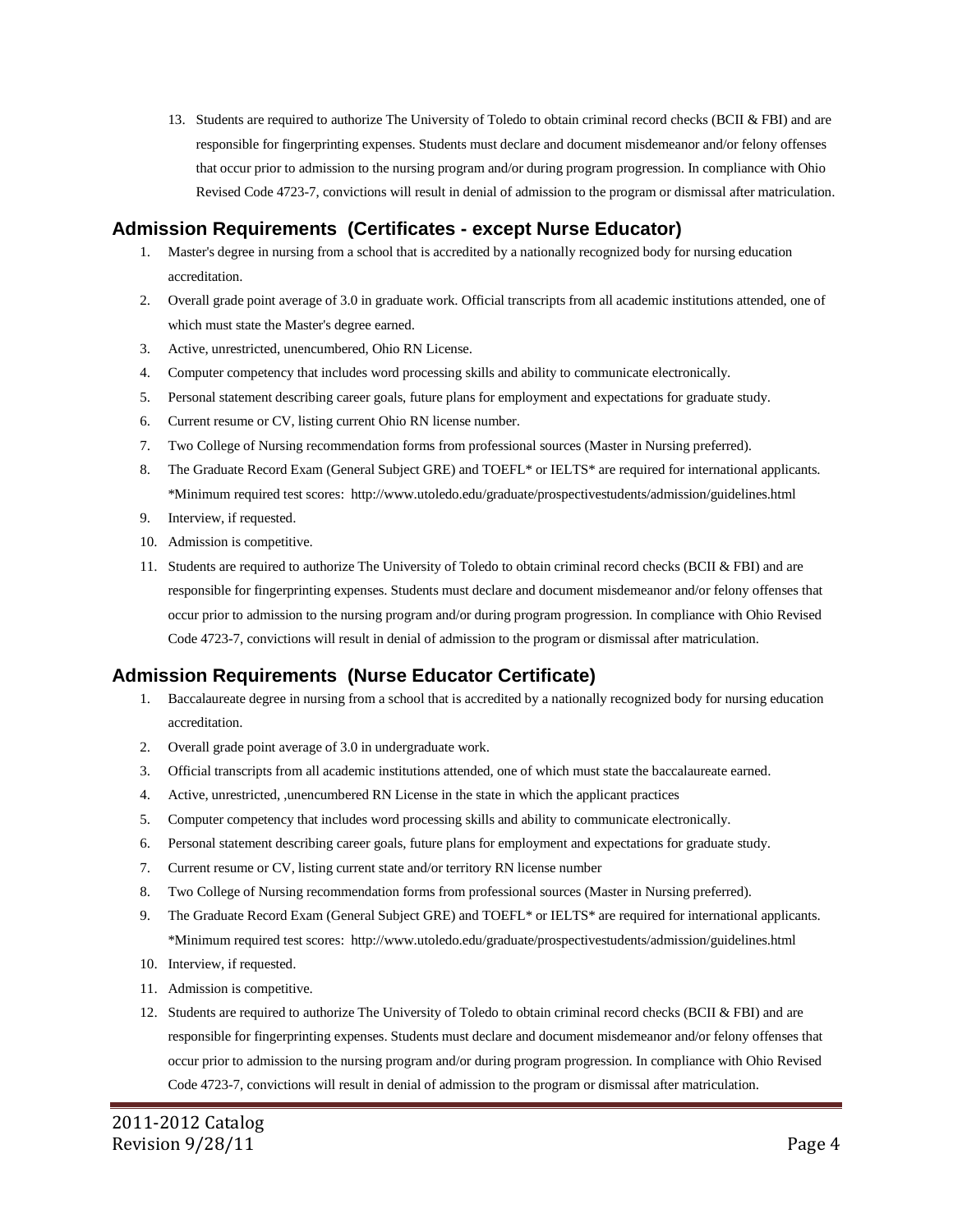13. Students are required to authorize The University of Toledo to obtain criminal record checks (BCII & FBI) and are responsible for fingerprinting expenses. Students must declare and document misdemeanor and/or felony offenses that occur prior to admission to the nursing program and/or during program progression. In compliance with Ohio Revised Code 4723-7, convictions will result in denial of admission to the program or dismissal after matriculation.

## Admission Requirements (Certificates - except Nurse Educator)

1. Master's degree in nursing from a school that is accredited by a nationally recognized body for nursing education accreditation.
2. Overall grade point average of 3.0 in graduate work. Official transcripts from all academic institutions attended, one of which must state the Master's degree earned.
3. Active, unrestricted, unencumbered, Ohio RN License.
4. Computer competency that includes word processing skills and ability to communicate electronically.
5. Personal statement describing career goals, future plans for employment and expectations for graduate study.
6. Current resume or CV, listing current Ohio RN license number.
7. Two College of Nursing recommendation forms from professional sources (Master in Nursing preferred).
8. The Graduate Record Exam (General Subject GRE) and TOEFL* or IELTS* are required for international applicants. *Minimum required test scores: http://www.utoledo.edu/graduate/prospectivestudents/admission/guidelines.html
9. Interview, if requested.
10. Admission is competitive.
11. Students are required to authorize The University of Toledo to obtain criminal record checks (BCII & FBI) and are responsible for fingerprinting expenses. Students must declare and document misdemeanor and/or felony offenses that occur prior to admission to the nursing program and/or during program progression. In compliance with Ohio Revised Code 4723-7, convictions will result in denial of admission to the program or dismissal after matriculation.

## Admission Requirements (Nurse Educator Certificate)

1. Baccalaureate degree in nursing from a school that is accredited by a nationally recognized body for nursing education accreditation.
2. Overall grade point average of 3.0 in undergraduate work.
3. Official transcripts from all academic institutions attended, one of which must state the baccalaureate earned.
4. Active, unrestricted, ,unencumbered RN License in the state in which the applicant practices
5. Computer competency that includes word processing skills and ability to communicate electronically.
6. Personal statement describing career goals, future plans for employment and expectations for graduate study.
7. Current resume or CV, listing current state and/or territory RN license number
8. Two College of Nursing recommendation forms from professional sources (Master in Nursing preferred).
9. The Graduate Record Exam (General Subject GRE) and TOEFL* or IELTS* are required for international applicants. *Minimum required test scores: http://www.utoledo.edu/graduate/prospectivestudents/admission/guidelines.html
10. Interview, if requested.
11. Admission is competitive.
12. Students are required to authorize The University of Toledo to obtain criminal record checks (BCII & FBI) and are responsible for fingerprinting expenses. Students must declare and document misdemeanor and/or felony offenses that occur prior to admission to the nursing program and/or during program progression. In compliance with Ohio Revised Code 4723-7, convictions will result in denial of admission to the program or dismissal after matriculation.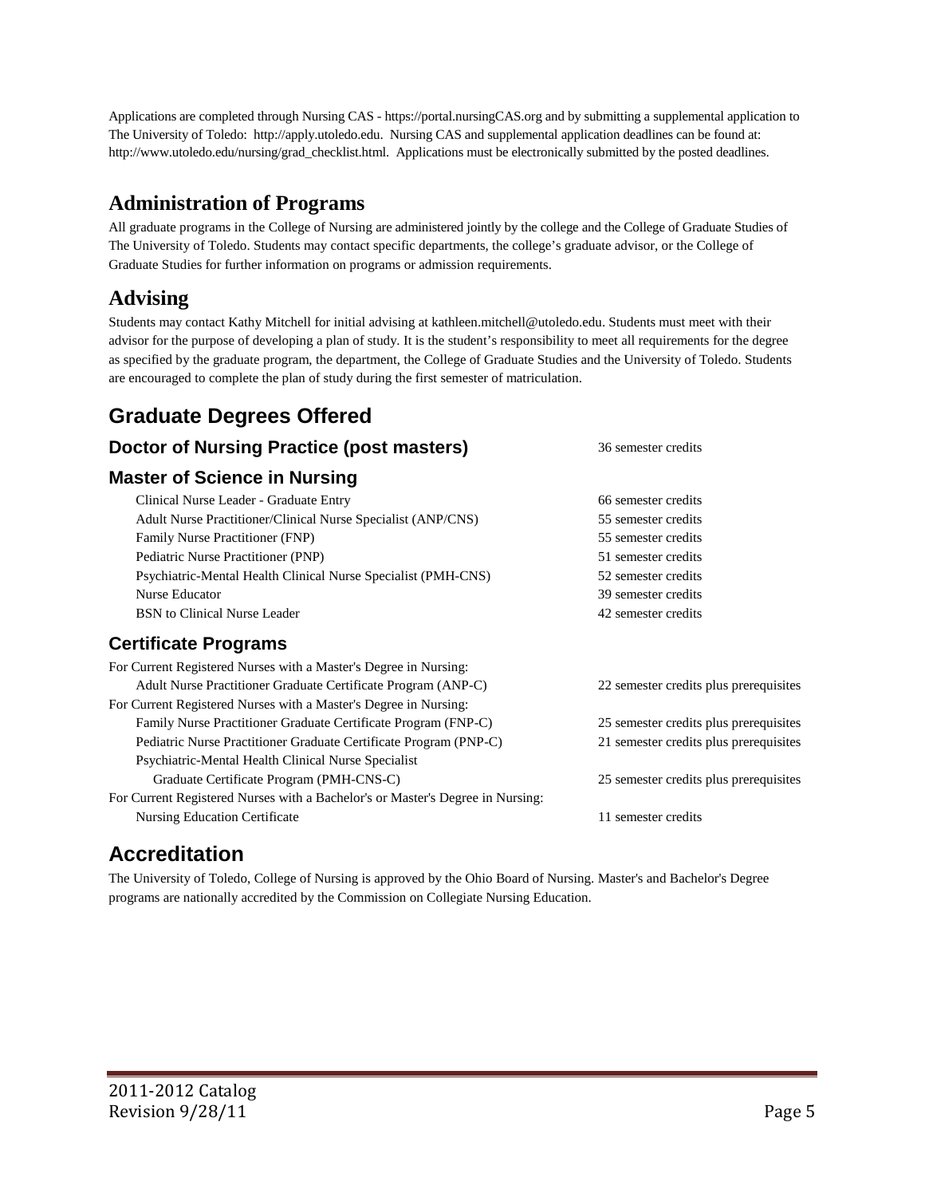Applications are completed through Nursing CAS - https://portal.nursingCAS.org and by submitting a supplemental application to The University of Toledo: http://apply.utoledo.edu. Nursing CAS and supplemental application deadlines can be found at: http://www.utoledo.edu/nursing/grad_checklist.html. Applications must be electronically submitted by the posted deadlines.

## Administration of Programs

All graduate programs in the College of Nursing are administered jointly by the college and the College of Graduate Studies of The University of Toledo. Students may contact specific departments, the college's graduate advisor, or the College of Graduate Studies for further information on programs or admission requirements.

## Advising

Students may contact Kathy Mitchell for initial advising at kathleen.mitchell@utoledo.edu. Students must meet with their advisor for the purpose of developing a plan of study. It is the student's responsibility to meet all requirements for the degree as specified by the graduate program, the department, the College of Graduate Studies and the University of Toledo. Students are encouraged to complete the plan of study during the first semester of matriculation.

## Graduate Degrees Offered

### Doctor of Nursing Practice (post masters)

36 semester credits

### Master of Science in Nursing

| Program | Credits |
|---|---|
| Clinical Nurse Leader - Graduate Entry | 66 semester credits |
| Adult Nurse Practitioner/Clinical Nurse Specialist (ANP/CNS) | 55 semester credits |
| Family Nurse Practitioner (FNP) | 55 semester credits |
| Pediatric Nurse Practitioner (PNP) | 51 semester credits |
| Psychiatric-Mental Health Clinical Nurse Specialist (PMH-CNS) | 52 semester credits |
| Nurse Educator | 39 semester credits |
| BSN to Clinical Nurse Leader | 42 semester credits |

### Certificate Programs

| Program | Credits |
|---|---|
| For Current Registered Nurses with a Master's Degree in Nursing: | |
| Adult Nurse Practitioner Graduate Certificate Program (ANP-C) | 22 semester credits plus prerequisites |
| For Current Registered Nurses with a Master's Degree in Nursing: | |
| Family Nurse Practitioner Graduate Certificate Program (FNP-C) | 25 semester credits plus prerequisites |
| Pediatric Nurse Practitioner Graduate Certificate Program (PNP-C) | 21 semester credits plus prerequisites |
| Psychiatric-Mental Health Clinical Nurse Specialist Graduate Certificate Program (PMH-CNS-C) | 25 semester credits plus prerequisites |
| For Current Registered Nurses with a Bachelor's or Master's Degree in Nursing: | |
| Nursing Education Certificate | 11 semester credits |

## Accreditation

The University of Toledo, College of Nursing is approved by the Ohio Board of Nursing. Master's and Bachelor's Degree programs are nationally accredited by the Commission on Collegiate Nursing Education.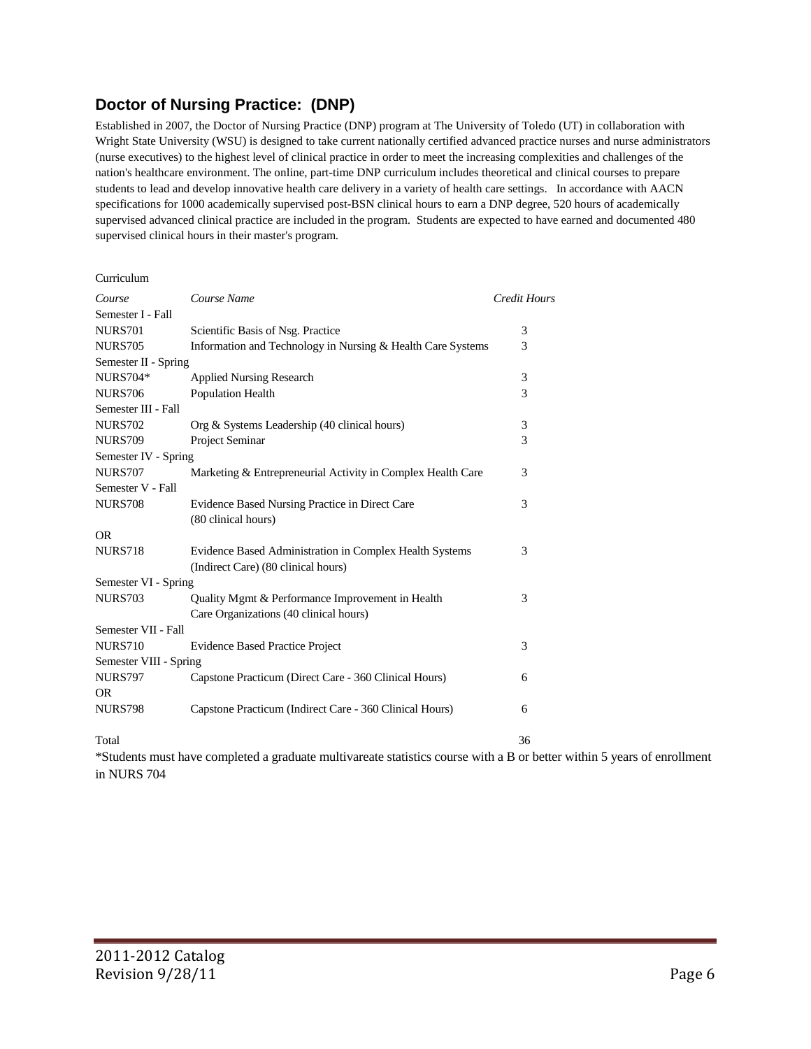## Doctor of Nursing Practice: (DNP)

Established in 2007, the Doctor of Nursing Practice (DNP) program at The University of Toledo (UT) in collaboration with Wright State University (WSU) is designed to take current nationally certified advanced practice nurses and nurse administrators (nurse executives) to the highest level of clinical practice in order to meet the increasing complexities and challenges of the nation's healthcare environment. The online, part-time DNP curriculum includes theoretical and clinical courses to prepare students to lead and develop innovative health care delivery in a variety of health care settings. In accordance with AACN specifications for 1000 academically supervised post-BSN clinical hours to earn a DNP degree, 520 hours of academically supervised advanced clinical practice are included in the program. Students are expected to have earned and documented 480 supervised clinical hours in their master's program.

Curriculum

| *Course* | *Course Name* | *Credit Hours* |
|---|---|---|
| Semester I - Fall | | |
| NURS701 | Scientific Basis of Nsg. Practice | 3 |
| NURS705 | Information and Technology in Nursing & Health Care Systems | 3 |
| Semester II - Spring | | |
| NURS704* | Applied Nursing Research | 3 |
| NURS706 | Population Health | 3 |
| Semester III - Fall | | |
| NURS702 | Org & Systems Leadership (40 clinical hours) | 3 |
| NURS709 | Project Seminar | 3 |
| Semester IV - Spring | | |
| NURS707 | Marketing & Entrepreneurial Activity in Complex Health Care | 3 |
| Semester V - Fall | | |
| NURS708 | Evidence Based Nursing Practice in Direct Care (80 clinical hours) | 3 |
| OR | | |
| NURS718 | Evidence Based Administration in Complex Health Systems (Indirect Care) (80 clinical hours) | 3 |
| Semester VI - Spring | | |
| NURS703 | Quality Mgmt & Performance Improvement in Health Care Organizations (40 clinical hours) | 3 |
| Semester VII - Fall | | |
| NURS710 | Evidence Based Practice Project | 3 |
| Semester VIII - Spring | | |
| NURS797 | Capstone Practicum (Direct Care - 360 Clinical Hours) | 6 |
| OR | | |
| NURS798 | Capstone Practicum (Indirect Care - 360 Clinical Hours) | 6 |
| Total | | 36 |

*Students must have completed a graduate multivareate statistics course with a B or better within 5 years of enrollment in NURS 704

2011-2012 Catalog
Revision 9/28/11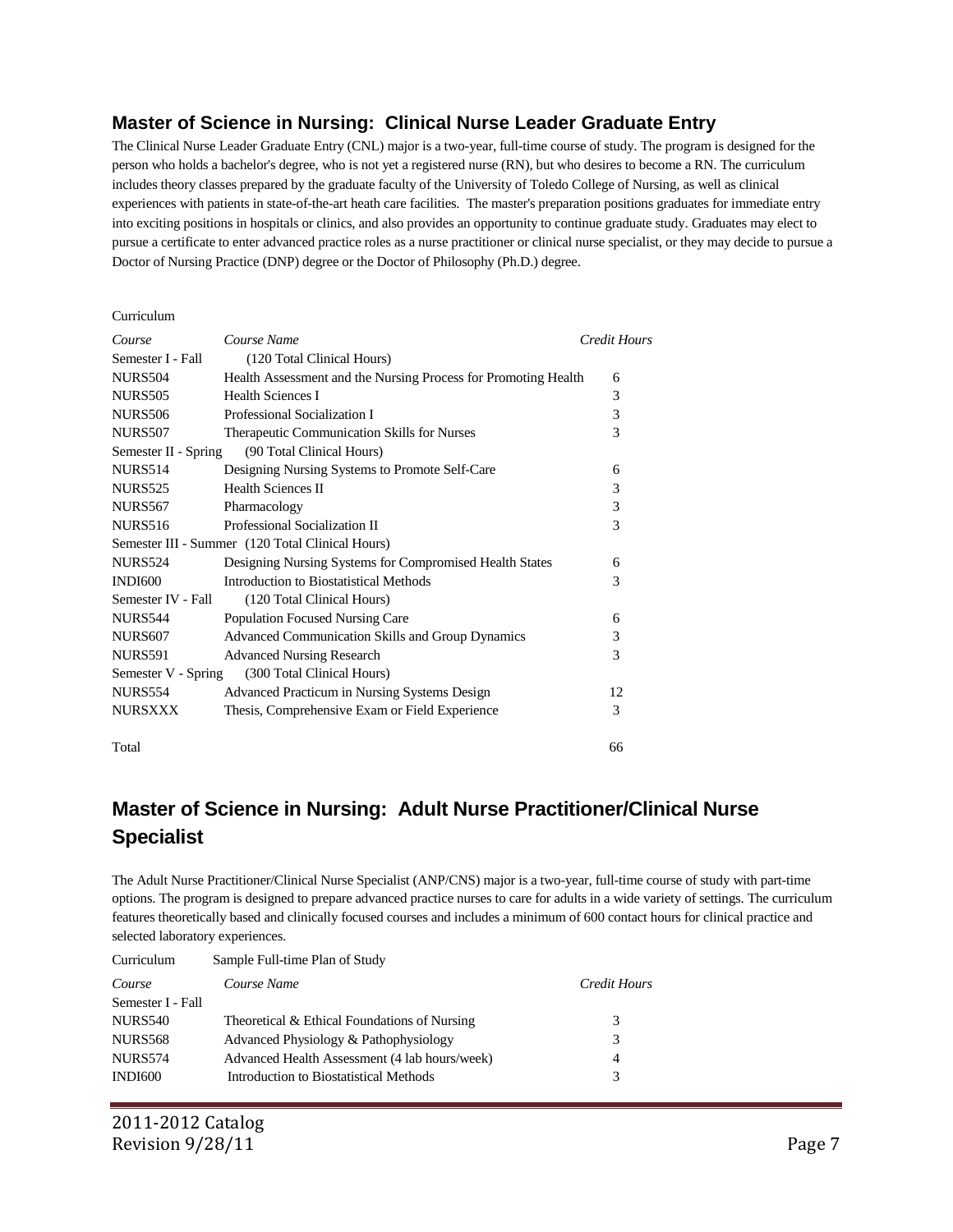## Master of Science in Nursing: Clinical Nurse Leader Graduate Entry

The Clinical Nurse Leader Graduate Entry (CNL) major is a two-year, full-time course of study. The program is designed for the person who holds a bachelor's degree, who is not yet a registered nurse (RN), but who desires to become a RN. The curriculum includes theory classes prepared by the graduate faculty of the University of Toledo College of Nursing, as well as clinical experiences with patients in state-of-the-art heath care facilities. The master's preparation positions graduates for immediate entry into exciting positions in hospitals or clinics, and also provides an opportunity to continue graduate study. Graduates may elect to pursue a certificate to enter advanced practice roles as a nurse practitioner or clinical nurse specialist, or they may decide to pursue a Doctor of Nursing Practice (DNP) degree or the Doctor of Philosophy (Ph.D.) degree.

Curriculum

| *Course* | *Course Name* | *Credit Hours* |
|---|---|---|
| Semester I - Fall | (120 Total Clinical Hours) | |
| NURS504 | Health Assessment and the Nursing Process for Promoting Health | 6 |
| NURS505 | Health Sciences I | 3 |
| NURS506 | Professional Socialization I | 3 |
| NURS507 | Therapeutic Communication Skills for Nurses | 3 |
| Semester II - Spring | (90 Total Clinical Hours) | |
| NURS514 | Designing Nursing Systems to Promote Self-Care | 6 |
| NURS525 | Health Sciences II | 3 |
| NURS567 | Pharmacology | 3 |
| NURS516 | Professional Socialization II | 3 |
| Semester III - Summer | (120 Total Clinical Hours) | |
| NURS524 | Designing Nursing Systems for Compromised Health States | 6 |
| INDI600 | Introduction to Biostatistical Methods | 3 |
| Semester IV - Fall | (120 Total Clinical Hours) | |
| NURS544 | Population Focused Nursing Care | 6 |
| NURS607 | Advanced Communication Skills and Group Dynamics | 3 |
| NURS591 | Advanced Nursing Research | 3 |
| Semester V - Spring | (300 Total Clinical Hours) | |
| NURS554 | Advanced Practicum in Nursing Systems Design | 12 |
| NURSXXX | Thesis, Comprehensive Exam or Field Experience | 3 |
| Total | | 66 |

## Master of Science in Nursing: Adult Nurse Practitioner/Clinical Nurse Specialist

The Adult Nurse Practitioner/Clinical Nurse Specialist (ANP/CNS) major is a two-year, full-time course of study with part-time options. The program is designed to prepare advanced practice nurses to care for adults in a wide variety of settings. The curriculum features theoretically based and clinically focused courses and includes a minimum of 600 contact hours for clinical practice and selected laboratory experiences.

Curriculum Sample Full-time Plan of Study

| *Course* | *Course Name* | *Credit Hours* |
|---|---|---|
| Semester I - Fall | | |
| NURS540 | Theoretical & Ethical Foundations of Nursing | 3 |
| NURS568 | Advanced Physiology & Pathophysiology | 3 |
| NURS574 | Advanced Health Assessment (4 lab hours/week) | 4 |
| INDI600 | Introduction to Biostatistical Methods | 3 |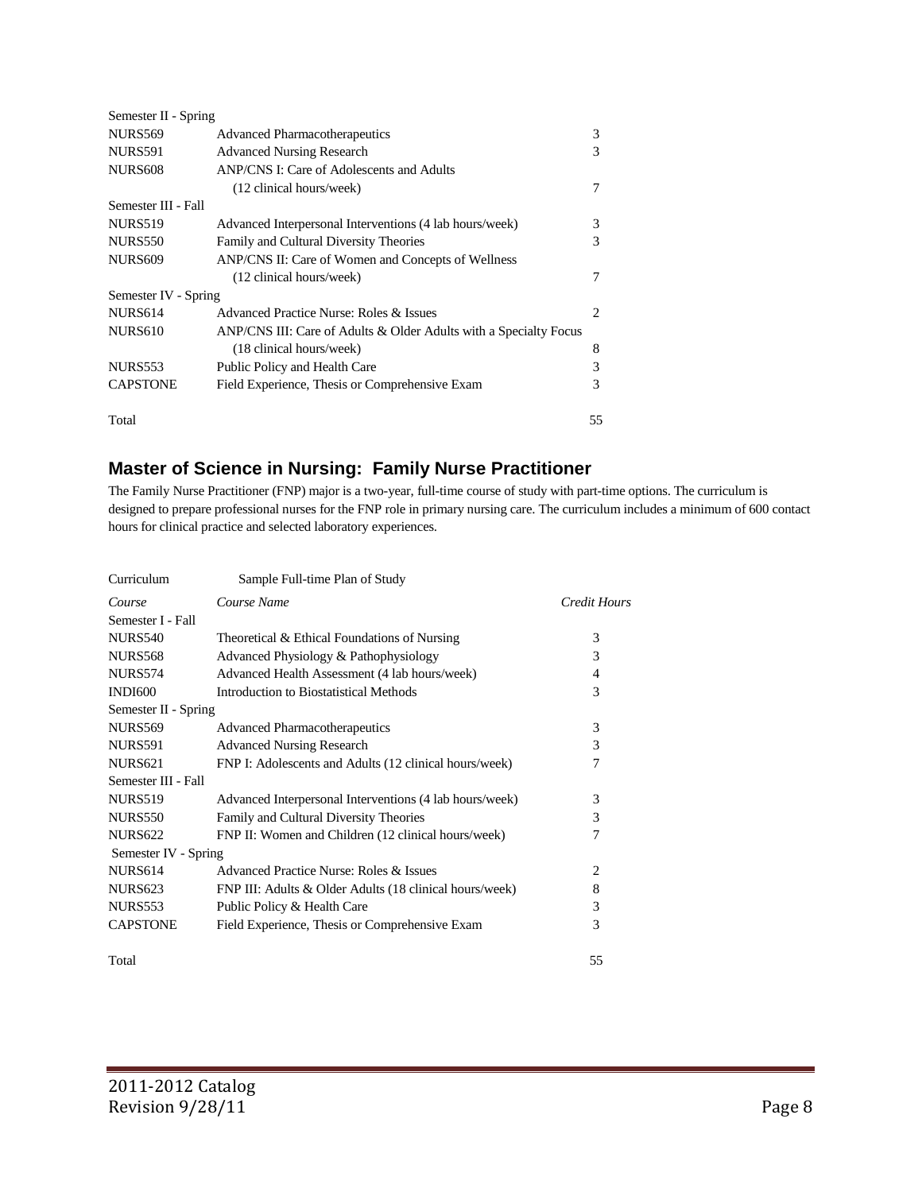| | | |
|---|---|---|
| Semester II - Spring | | |
| NURS569 | Advanced Pharmacotherapeutics | 3 |
| NURS591 | Advanced Nursing Research | 3 |
| NURS608 | ANP/CNS I: Care of Adolescents and Adults (12 clinical hours/week) | 7 |
| Semester III - Fall | | |
| NURS519 | Advanced Interpersonal Interventions (4 lab hours/week) | 3 |
| NURS550 | Family and Cultural Diversity Theories | 3 |
| NURS609 | ANP/CNS II: Care of Women and Concepts of Wellness (12 clinical hours/week) | 7 |
| Semester IV - Spring | | |
| NURS614 | Advanced Practice Nurse: Roles & Issues | 2 |
| NURS610 | ANP/CNS III: Care of Adults & Older Adults with a Specialty Focus (18 clinical hours/week) | 8 |
| NURS553 | Public Policy and Health Care | 3 |
| CAPSTONE | Field Experience, Thesis or Comprehensive Exam | 3 |
| Total | | 55 |

## Master of Science in Nursing: Family Nurse Practitioner

The Family Nurse Practitioner (FNP) major is a two-year, full-time course of study with part-time options. The curriculum is designed to prepare professional nurses for the FNP role in primary nursing care. The curriculum includes a minimum of 600 contact hours for clinical practice and selected laboratory experiences.

Curriculum — Sample Full-time Plan of Study

| *Course* | *Course Name* | *Credit Hours* |
|---|---|---|
| Semester I - Fall | | |
| NURS540 | Theoretical & Ethical Foundations of Nursing | 3 |
| NURS568 | Advanced Physiology & Pathophysiology | 3 |
| NURS574 | Advanced Health Assessment (4 lab hours/week) | 4 |
| INDI600 | Introduction to Biostatistical Methods | 3 |
| Semester II - Spring | | |
| NURS569 | Advanced Pharmacotherapeutics | 3 |
| NURS591 | Advanced Nursing Research | 3 |
| NURS621 | FNP I: Adolescents and Adults (12 clinical hours/week) | 7 |
| Semester III - Fall | | |
| NURS519 | Advanced Interpersonal Interventions (4 lab hours/week) | 3 |
| NURS550 | Family and Cultural Diversity Theories | 3 |
| NURS622 | FNP II: Women and Children (12 clinical hours/week) | 7 |
| Semester IV - Spring | | |
| NURS614 | Advanced Practice Nurse: Roles & Issues | 2 |
| NURS623 | FNP III: Adults & Older Adults (18 clinical hours/week) | 8 |
| NURS553 | Public Policy & Health Care | 3 |
| CAPSTONE | Field Experience, Thesis or Comprehensive Exam | 3 |
| Total | | 55 |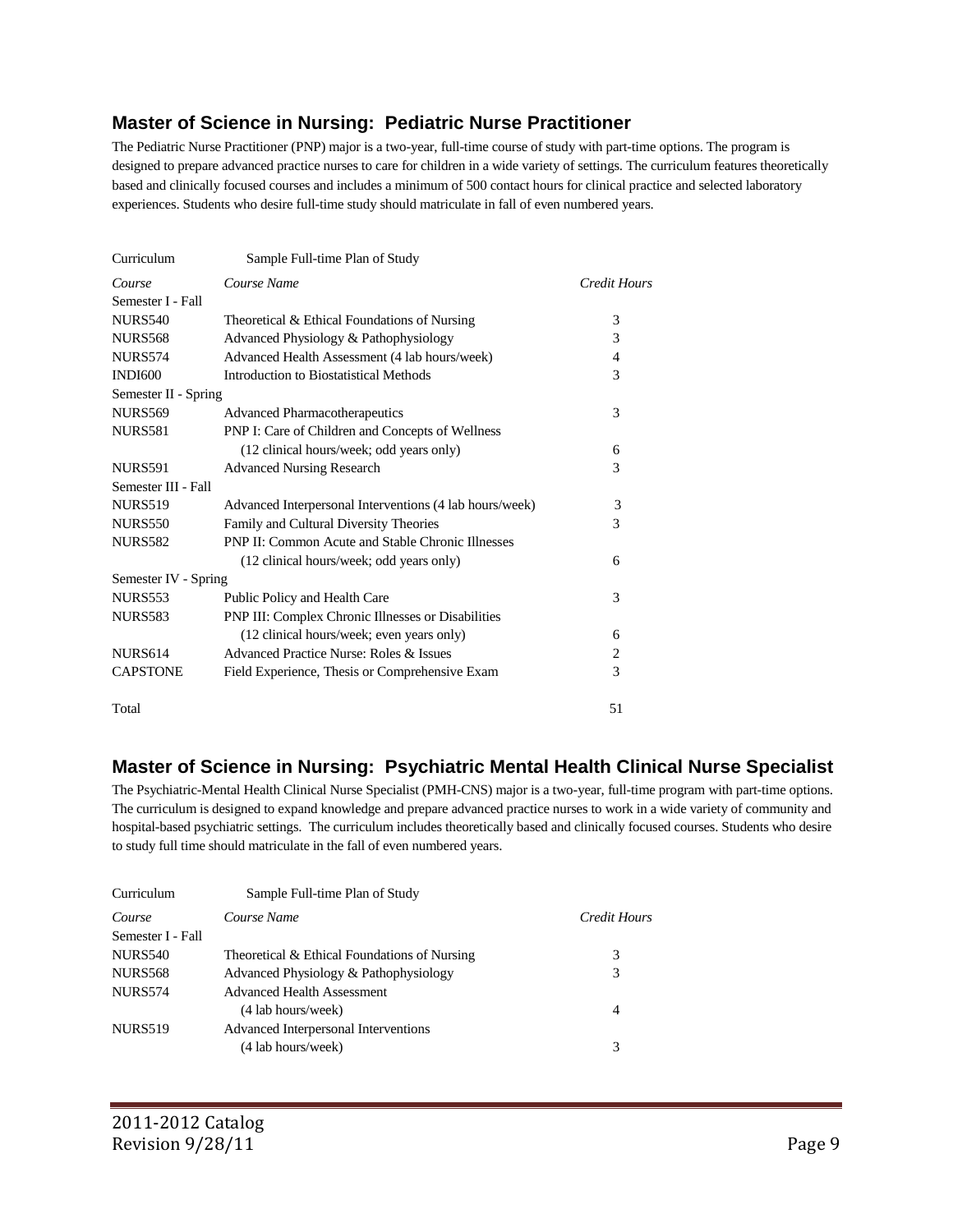## Master of Science in Nursing: Pediatric Nurse Practitioner

The Pediatric Nurse Practitioner (PNP) major is a two-year, full-time course of study with part-time options. The program is designed to prepare advanced practice nurses to care for children in a wide variety of settings. The curriculum features theoretically based and clinically focused courses and includes a minimum of 500 contact hours for clinical practice and selected laboratory experiences. Students who desire full-time study should matriculate in fall of even numbered years.

| Curriculum | Sample Full-time Plan of Study | |
|---|---|---|
| *Course* | *Course Name* | *Credit Hours* |
| Semester I - Fall | | |
| NURS540 | Theoretical & Ethical Foundations of Nursing | 3 |
| NURS568 | Advanced Physiology & Pathophysiology | 3 |
| NURS574 | Advanced Health Assessment (4 lab hours/week) | 4 |
| INDI600 | Introduction to Biostatistical Methods | 3 |
| Semester II - Spring | | |
| NURS569 | Advanced Pharmacotherapeutics | 3 |
| NURS581 | PNP I: Care of Children and Concepts of Wellness (12 clinical hours/week; odd years only) | 6 |
| NURS591 | Advanced Nursing Research | 3 |
| Semester III - Fall | | |
| NURS519 | Advanced Interpersonal Interventions (4 lab hours/week) | 3 |
| NURS550 | Family and Cultural Diversity Theories | 3 |
| NURS582 | PNP II: Common Acute and Stable Chronic Illnesses (12 clinical hours/week; odd years only) | 6 |
| Semester IV - Spring | | |
| NURS553 | Public Policy and Health Care | 3 |
| NURS583 | PNP III: Complex Chronic Illnesses or Disabilities (12 clinical hours/week; even years only) | 6 |
| NURS614 | Advanced Practice Nurse: Roles & Issues | 2 |
| CAPSTONE | Field Experience, Thesis or Comprehensive Exam | 3 |
| Total | | 51 |

## Master of Science in Nursing: Psychiatric Mental Health Clinical Nurse Specialist

The Psychiatric-Mental Health Clinical Nurse Specialist (PMH-CNS) major is a two-year, full-time program with part-time options. The curriculum is designed to expand knowledge and prepare advanced practice nurses to work in a wide variety of community and hospital-based psychiatric settings. The curriculum includes theoretically based and clinically focused courses. Students who desire to study full time should matriculate in the fall of even numbered years.

| Curriculum | Sample Full-time Plan of Study | |
|---|---|---|
| *Course* | *Course Name* | *Credit Hours* |
| Semester I - Fall | | |
| NURS540 | Theoretical & Ethical Foundations of Nursing | 3 |
| NURS568 | Advanced Physiology & Pathophysiology | 3 |
| NURS574 | Advanced Health Assessment (4 lab hours/week) | 4 |
| NURS519 | Advanced Interpersonal Interventions (4 lab hours/week) | 3 |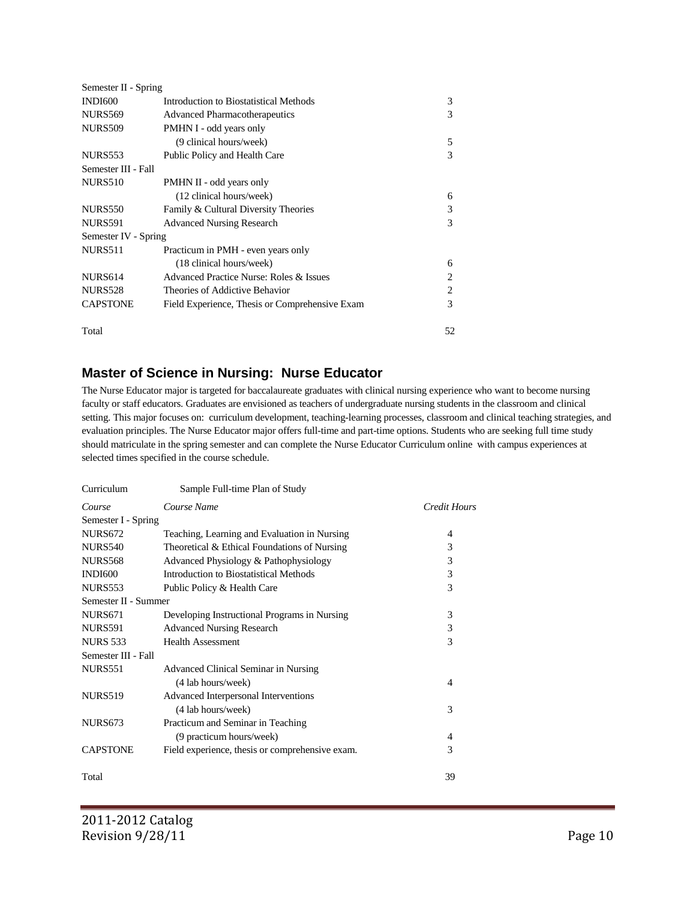| | | |
|---|---|---|
| Semester II - Spring | | |
| INDI600 | Introduction to Biostatistical Methods | 3 |
| NURS569 | Advanced Pharmacotherapeutics | 3 |
| NURS509 | PMHN I - odd years only | |
| | (9 clinical hours/week) | 5 |
| NURS553 | Public Policy and Health Care | 3 |
| Semester III - Fall | | |
| NURS510 | PMHN II - odd years only | |
| | (12 clinical hours/week) | 6 |
| NURS550 | Family & Cultural Diversity Theories | 3 |
| NURS591 | Advanced Nursing Research | 3 |
| Semester IV - Spring | | |
| NURS511 | Practicum in PMH - even years only | |
| | (18 clinical hours/week) | 6 |
| NURS614 | Advanced Practice Nurse: Roles & Issues | 2 |
| NURS528 | Theories of Addictive Behavior | 2 |
| CAPSTONE | Field Experience, Thesis or Comprehensive Exam | 3 |
| Total | | 52 |

## Master of Science in Nursing: Nurse Educator

The Nurse Educator major is targeted for baccalaureate graduates with clinical nursing experience who want to become nursing faculty or staff educators. Graduates are envisioned as teachers of undergraduate nursing students in the classroom and clinical setting. This major focuses on: curriculum development, teaching-learning processes, classroom and clinical teaching strategies, and evaluation principles. The Nurse Educator major offers full-time and part-time options. Students who are seeking full time study should matriculate in the spring semester and can complete the Nurse Educator Curriculum online with campus experiences at selected times specified in the course schedule.

Curriculum Sample Full-time Plan of Study

| *Course* | *Course Name* | *Credit Hours* |
|---|---|---|
| Semester I - Spring | | |
| NURS672 | Teaching, Learning and Evaluation in Nursing | 4 |
| NURS540 | Theoretical & Ethical Foundations of Nursing | 3 |
| NURS568 | Advanced Physiology & Pathophysiology | 3 |
| INDI600 | Introduction to Biostatistical Methods | 3 |
| NURS553 | Public Policy & Health Care | 3 |
| Semester II - Summer | | |
| NURS671 | Developing Instructional Programs in Nursing | 3 |
| NURS591 | Advanced Nursing Research | 3 |
| NURS 533 | Health Assessment | 3 |
| Semester III - Fall | | |
| NURS551 | Advanced Clinical Seminar in Nursing | |
| | (4 lab hours/week) | 4 |
| NURS519 | Advanced Interpersonal Interventions | |
| | (4 lab hours/week) | 3 |
| NURS673 | Practicum and Seminar in Teaching | |
| | (9 practicum hours/week) | 4 |
| CAPSTONE | Field experience, thesis or comprehensive exam. | 3 |
| Total | | 39 |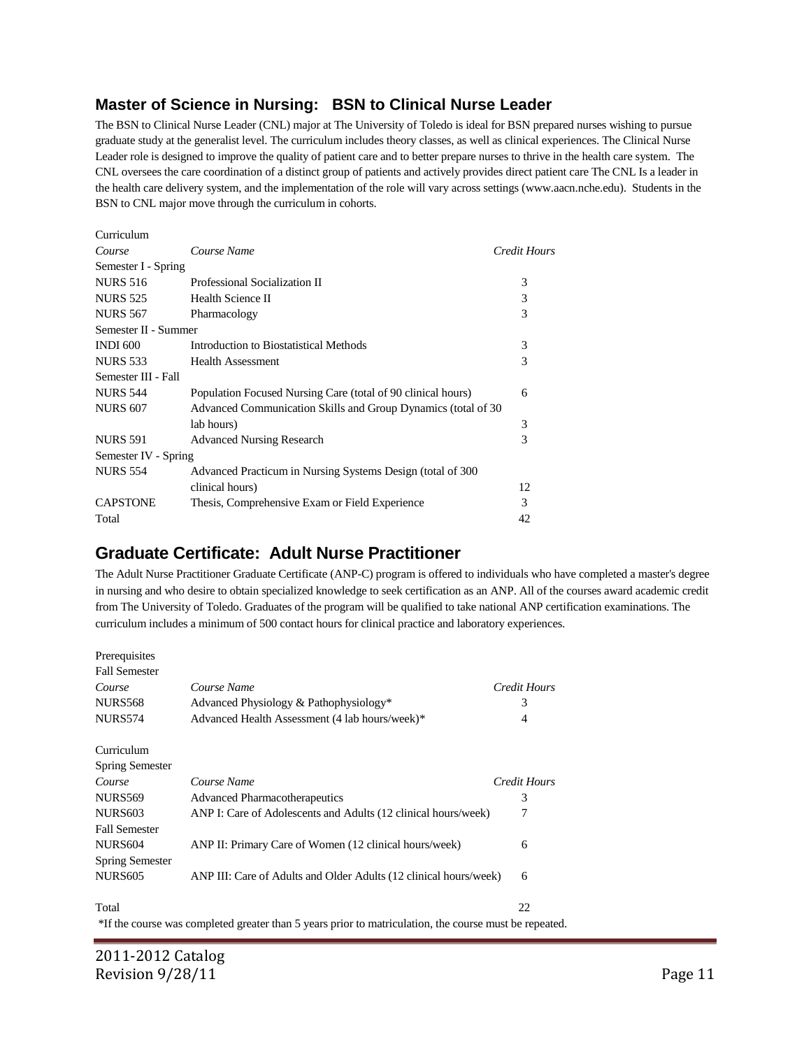## Master of Science in Nursing: BSN to Clinical Nurse Leader

The BSN to Clinical Nurse Leader (CNL) major at The University of Toledo is ideal for BSN prepared nurses wishing to pursue graduate study at the generalist level. The curriculum includes theory classes, as well as clinical experiences. The Clinical Nurse Leader role is designed to improve the quality of patient care and to better prepare nurses to thrive in the health care system. The CNL oversees the care coordination of a distinct group of patients and actively provides direct patient care The CNL Is a leader in the health care delivery system, and the implementation of the role will vary across settings (www.aacn.nche.edu). Students in the BSN to CNL major move through the curriculum in cohorts.

Curriculum

| *Course* | *Course Name* | *Credit Hours* |
| --- | --- | --- |
| Semester I - Spring | | |
| NURS 516 | Professional Socialization II | 3 |
| NURS 525 | Health Science II | 3 |
| NURS 567 | Pharmacology | 3 |
| Semester II - Summer | | |
| INDI 600 | Introduction to Biostatistical Methods | 3 |
| NURS 533 | Health Assessment | 3 |
| Semester III - Fall | | |
| NURS 544 | Population Focused Nursing Care (total of 90 clinical hours) | 6 |
| NURS 607 | Advanced Communication Skills and Group Dynamics (total of 30 lab hours) | 3 |
| NURS 591 | Advanced Nursing Research | 3 |
| Semester IV - Spring | | |
| NURS 554 | Advanced Practicum in Nursing Systems Design (total of 300 clinical hours) | 12 |
| CAPSTONE | Thesis, Comprehensive Exam or Field Experience | 3 |
| Total | | 42 |

## Graduate Certificate: Adult Nurse Practitioner

The Adult Nurse Practitioner Graduate Certificate (ANP-C) program is offered to individuals who have completed a master's degree in nursing and who desire to obtain specialized knowledge to seek certification as an ANP. All of the courses award academic credit from The University of Toledo. Graduates of the program will be qualified to take national ANP certification examinations. The curriculum includes a minimum of 500 contact hours for clinical practice and laboratory experiences.

Prerequisites

| *Course* | *Course Name* | *Credit Hours* |
| --- | --- | --- |
| Fall Semester | | |
| NURS568 | Advanced Physiology & Pathophysiology* | 3 |
| NURS574 | Advanced Health Assessment (4 lab hours/week)* | 4 |

Curriculum

| *Course* | *Course Name* | *Credit Hours* |
| --- | --- | --- |
| Spring Semester | | |
| NURS569 | Advanced Pharmacotherapeutics | 3 |
| NURS603 | ANP I: Care of Adolescents and Adults (12 clinical hours/week) | 7 |
| Fall Semester | | |
| NURS604 | ANP II: Primary Care of Women (12 clinical hours/week) | 6 |
| Spring Semester | | |
| NURS605 | ANP III: Care of Adults and Older Adults (12 clinical hours/week) | 6 |
| Total | | 22 |

*If the course was completed greater than 5 years prior to matriculation, the course must be repeated.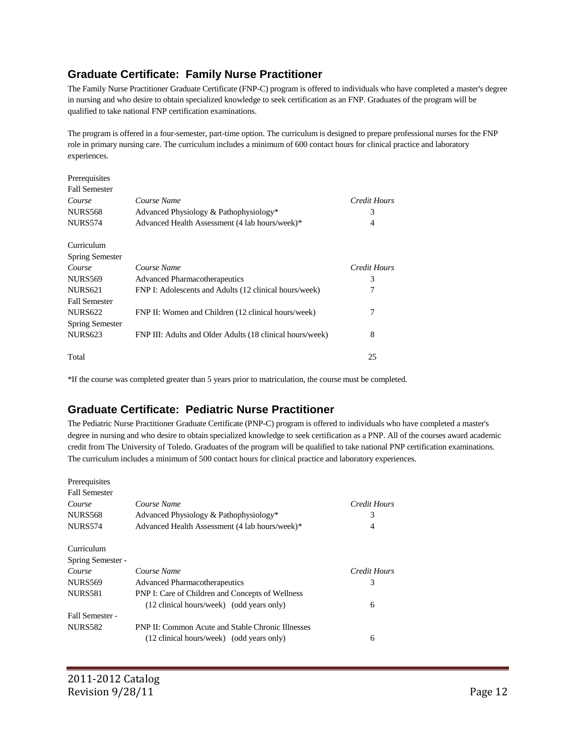## Graduate Certificate: Family Nurse Practitioner

The Family Nurse Practitioner Graduate Certificate (FNP-C) program is offered to individuals who have completed a master's degree in nursing and who desire to obtain specialized knowledge to seek certification as an FNP. Graduates of the program will be qualified to take national FNP certification examinations.

The program is offered in a four-semester, part-time option. The curriculum is designed to prepare professional nurses for the FNP role in primary nursing care. The curriculum includes a minimum of 600 contact hours for clinical practice and laboratory experiences.

Prerequisites

Fall Semester

| *Course* | *Course Name* | *Credit Hours* |
|---|---|---|
| NURS568 | Advanced Physiology & Pathophysiology* | 3 |
| NURS574 | Advanced Health Assessment (4 lab hours/week)* | 4 |

Curriculum

| Spring Semester | | |
|---|---|---|
| *Course* | *Course Name* | *Credit Hours* |
| NURS569 | Advanced Pharmacotherapeutics | 3 |
| NURS621 | FNP I: Adolescents and Adults (12 clinical hours/week) | 7 |
| Fall Semester | | |
| NURS622 | FNP II: Women and Children (12 clinical hours/week) | 7 |
| Spring Semester | | |
| NURS623 | FNP III: Adults and Older Adults (18 clinical hours/week) | 8 |
| Total | | 25 |

*If the course was completed greater than 5 years prior to matriculation, the course must be completed.

## Graduate Certificate: Pediatric Nurse Practitioner

The Pediatric Nurse Practitioner Graduate Certificate (PNP-C) program is offered to individuals who have completed a master's degree in nursing and who desire to obtain specialized knowledge to seek certification as a PNP. All of the courses award academic credit from The University of Toledo. Graduates of the program will be qualified to take national PNP certification examinations. The curriculum includes a minimum of 500 contact hours for clinical practice and laboratory experiences.

Prerequisites

Fall Semester

| *Course* | *Course Name* | *Credit Hours* |
|---|---|---|
| NURS568 | Advanced Physiology & Pathophysiology* | 3 |
| NURS574 | Advanced Health Assessment (4 lab hours/week)* | 4 |

Curriculum

| Spring Semester - | | |
|---|---|---|
| *Course* | *Course Name* | *Credit Hours* |
| NURS569 | Advanced Pharmacotherapeutics | 3 |
| NURS581 | PNP I: Care of Children and Concepts of Wellness (12 clinical hours/week) (odd years only) | 6 |
| Fall Semester - | | |
| NURS582 | PNP II: Common Acute and Stable Chronic Illnesses (12 clinical hours/week) (odd years only) | 6 |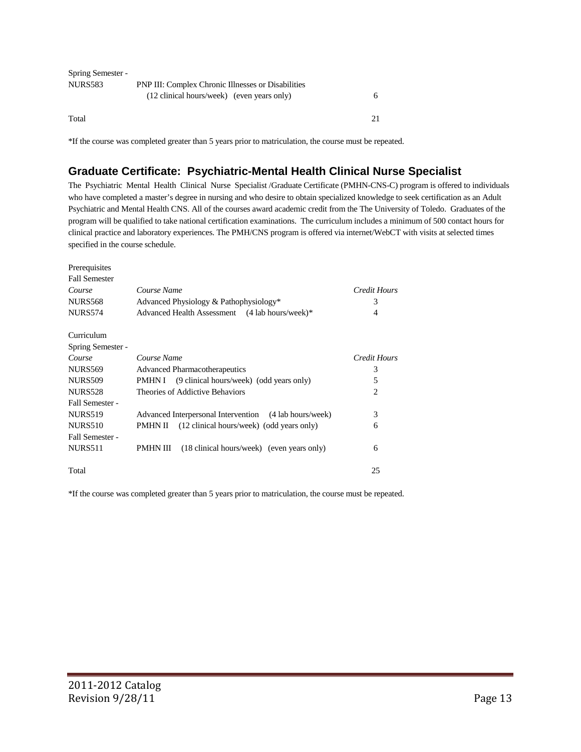| | | |
|---|---|---|
| Spring Semester - | | |
| NURS583 | PNP III: Complex Chronic Illnesses or Disabilities (12 clinical hours/week) (even years only) | 6 |
| Total | | 21 |

*If the course was completed greater than 5 years prior to matriculation, the course must be repeated.

## Graduate Certificate: Psychiatric-Mental Health Clinical Nurse Specialist

The Psychiatric Mental Health Clinical Nurse Specialist /Graduate Certificate (PMHN-CNS-C) program is offered to individuals who have completed a master's degree in nursing and who desire to obtain specialized knowledge to seek certification as an Adult Psychiatric and Mental Health CNS. All of the courses award academic credit from the The University of Toledo. Graduates of the program will be qualified to take national certification examinations. The curriculum includes a minimum of 500 contact hours for clinical practice and laboratory experiences. The PMH/CNS program is offered via internet/WebCT with visits at selected times specified in the course schedule.

Prerequisites
Fall Semester

| *Course* | *Course Name* | *Credit Hours* |
|---|---|---|
| NURS568 | Advanced Physiology & Pathophysiology* | 3 |
| NURS574 | Advanced Health Assessment (4 lab hours/week)* | 4 |

Curriculum

| *Course* | *Course Name* | *Credit Hours* |
|---|---|---|
| Spring Semester - | | |
| NURS569 | Advanced Pharmacotherapeutics | 3 |
| NURS509 | PMHN I (9 clinical hours/week) (odd years only) | 5 |
| NURS528 | Theories of Addictive Behaviors | 2 |
| Fall Semester - | | |
| NURS519 | Advanced Interpersonal Intervention (4 lab hours/week) | 3 |
| NURS510 | PMHN II (12 clinical hours/week) (odd years only) | 6 |
| Fall Semester - | | |
| NURS511 | PMHN III (18 clinical hours/week) (even years only) | 6 |
| Total | | 25 |

*If the course was completed greater than 5 years prior to matriculation, the course must be repeated.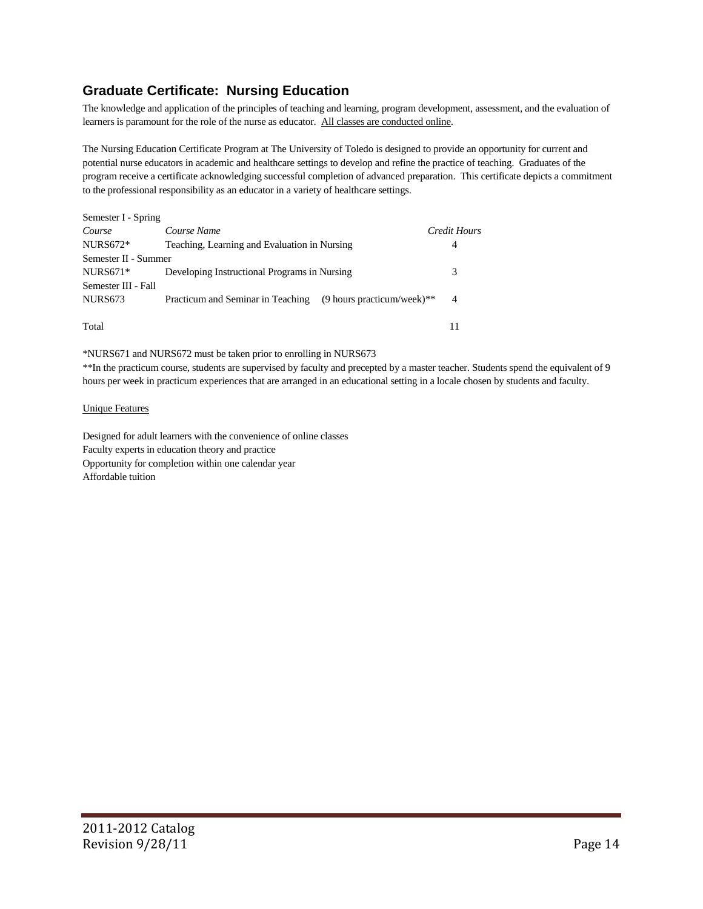## Graduate Certificate: Nursing Education

The knowledge and application of the principles of teaching and learning, program development, assessment, and the evaluation of learners is paramount for the role of the nurse as educator. <u>All classes are conducted online</u>.

The Nursing Education Certificate Program at The University of Toledo is designed to provide an opportunity for current and potential nurse educators in academic and healthcare settings to develop and refine the practice of teaching. Graduates of the program receive a certificate acknowledging successful completion of advanced preparation. This certificate depicts a commitment to the professional responsibility as an educator in a variety of healthcare settings.

| | | |
|---|---|---|
| Semester I - Spring | | |
| *Course* | *Course Name* | *Credit Hours* |
| NURS672* | Teaching, Learning and Evaluation in Nursing | 4 |
| Semester II - Summer | | |
| NURS671* | Developing Instructional Programs in Nursing | 3 |
| Semester III - Fall | | |
| NURS673 | Practicum and Seminar in Teaching (9 hours practicum/week)** | 4 |
| Total | | 11 |

*NURS671 and NURS672 must be taken prior to enrolling in NURS673

**In the practicum course, students are supervised by faculty and precepted by a master teacher. Students spend the equivalent of 9 hours per week in practicum experiences that are arranged in an educational setting in a locale chosen by students and faculty.

<u>Unique Features</u>

Designed for adult learners with the convenience of online classes
Faculty experts in education theory and practice
Opportunity for completion within one calendar year
Affordable tuition